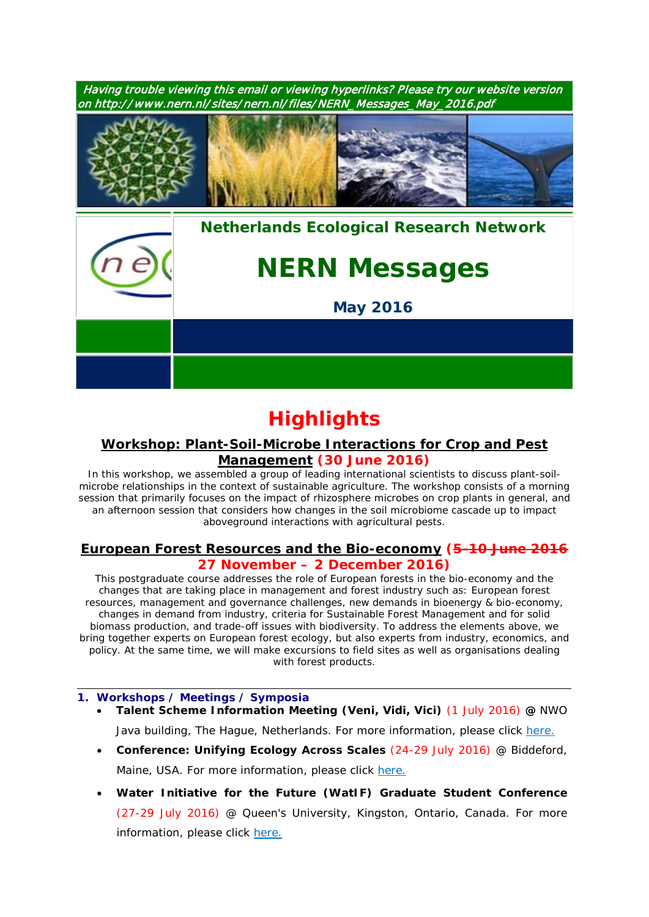*Having trouble viewing this email or viewing hyperlinks? Please try our website version on http://www.nern.nl/sites/nern.nl/files/NERN_Messages_May_2016.pdf*

**Netherlands Ecological Research Network**

# NERN Messages

**May 2016**

# Highlights

### Workshop: Plant-Soil-Microbe Interactions for Crop and Pest Management (30 June 2016)

In this workshop, we assembled a group of leading international scientists to discuss plant-soil-microbe relationships in the context of sustainable agriculture. The workshop consists of a morning session that primarily focuses on the impact of rhizosphere microbes on crop plants in general, and an afternoon session that considers how changes in the soil microbiome cascade up to impact aboveground interactions with agricultural pests.

### European Forest Resources and the Bio-economy (~~5-10 June 2016~~ 27 November – 2 December 2016)

This postgraduate course addresses the role of European forests in the bio-economy and the changes that are taking place in management and forest industry such as: European forest resources, management and governance challenges, new demands in bioenergy & bio-economy, changes in demand from industry, criteria for Sustainable Forest Management and for solid biomass production, and trade-off issues with biodiversity. To address the elements above, we bring together experts on European forest ecology, but also experts from industry, economics, and policy. At the same time, we will make excursions to field sites as well as organisations dealing with forest products.

---

## 1. Workshops / Meetings / Symposia

- **Talent Scheme Information Meeting (Veni, Vidi, Vici)** (1 July 2016) **@** NWO Java building, The Hague, Netherlands. For more information, please click here.
- **Conference: Unifying Ecology Across Scales** (24-29 July 2016) @ Biddeford, Maine, USA. For more information, please click here.
- **Water Initiative for the Future (WatIF) Graduate Student Conference** (27-29 July 2016) @ Queen's University, Kingston, Ontario, Canada. For more information, please click here.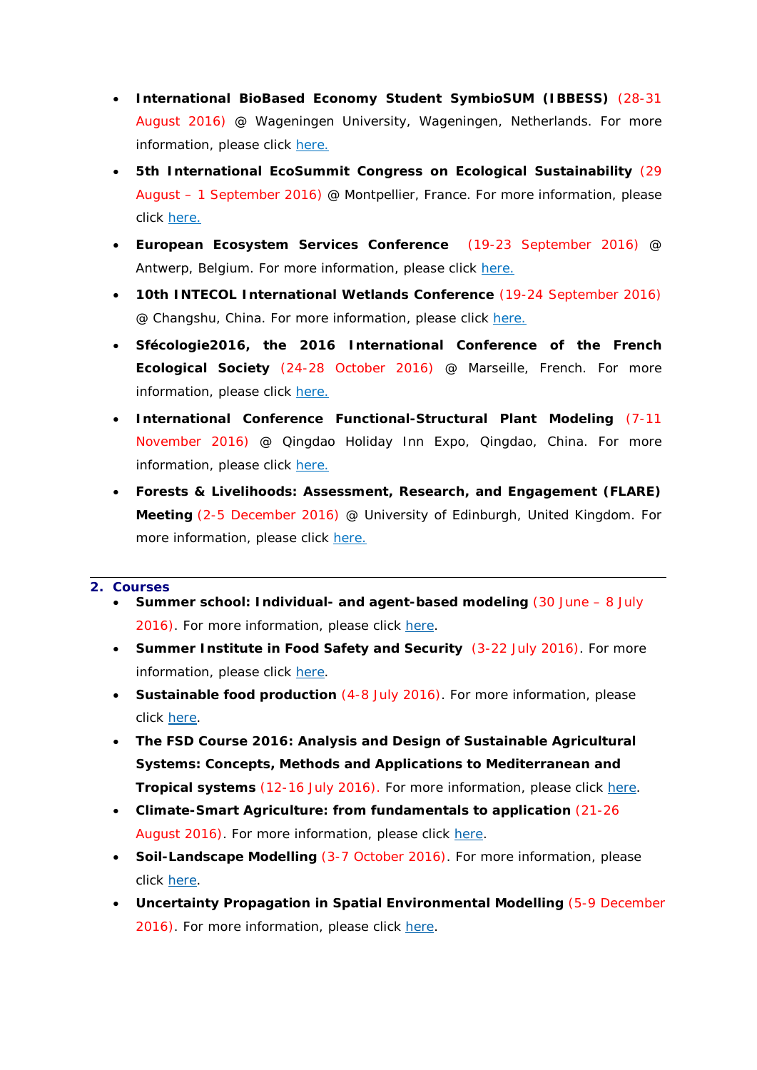- **International BioBased Economy Student SymbioSUM (IBBESS)** (28-31 August 2016) @ Wageningen University, Wageningen, Netherlands. For more information, please click here.
- **5th International EcoSummit Congress on Ecological Sustainability** (29 August – 1 September 2016) @ Montpellier, France. For more information, please click here.
- **European Ecosystem Services Conference** (19-23 September 2016) @ Antwerp, Belgium. For more information, please click here.
- **10th INTECOL International Wetlands Conference** (19-24 September 2016) @ Changshu, China. For more information, please click here.
- **Sfécologie2016, the 2016 International Conference of the French Ecological Society** (24-28 October 2016) @ Marseille, French. For more information, please click here.
- **International Conference Functional-Structural Plant Modeling** (7-11 November 2016) @ Qingdao Holiday Inn Expo, Qingdao, China. For more information, please click here.
- **Forests & Livelihoods: Assessment, Research, and Engagement (FLARE) Meeting** (2-5 December 2016) @ University of Edinburgh, United Kingdom. For more information, please click here.

## 2. Courses

- **Summer school: Individual- and agent-based modeling** (30 June – 8 July 2016). For more information, please click here.
- **Summer Institute in Food Safety and Security** (3-22 July 2016). For more information, please click here.
- **Sustainable food production** (4-8 July 2016). For more information, please click here.
- **The FSD Course 2016: Analysis and Design of Sustainable Agricultural Systems: Concepts, Methods and Applications to Mediterranean and Tropical systems** (12-16 July 2016). For more information, please click here.
- **Climate-Smart Agriculture: from fundamentals to application** (21-26 August 2016). For more information, please click here.
- **Soil-Landscape Modelling** (3-7 October 2016). For more information, please click here.
- **Uncertainty Propagation in Spatial Environmental Modelling** (5-9 December 2016). For more information, please click here.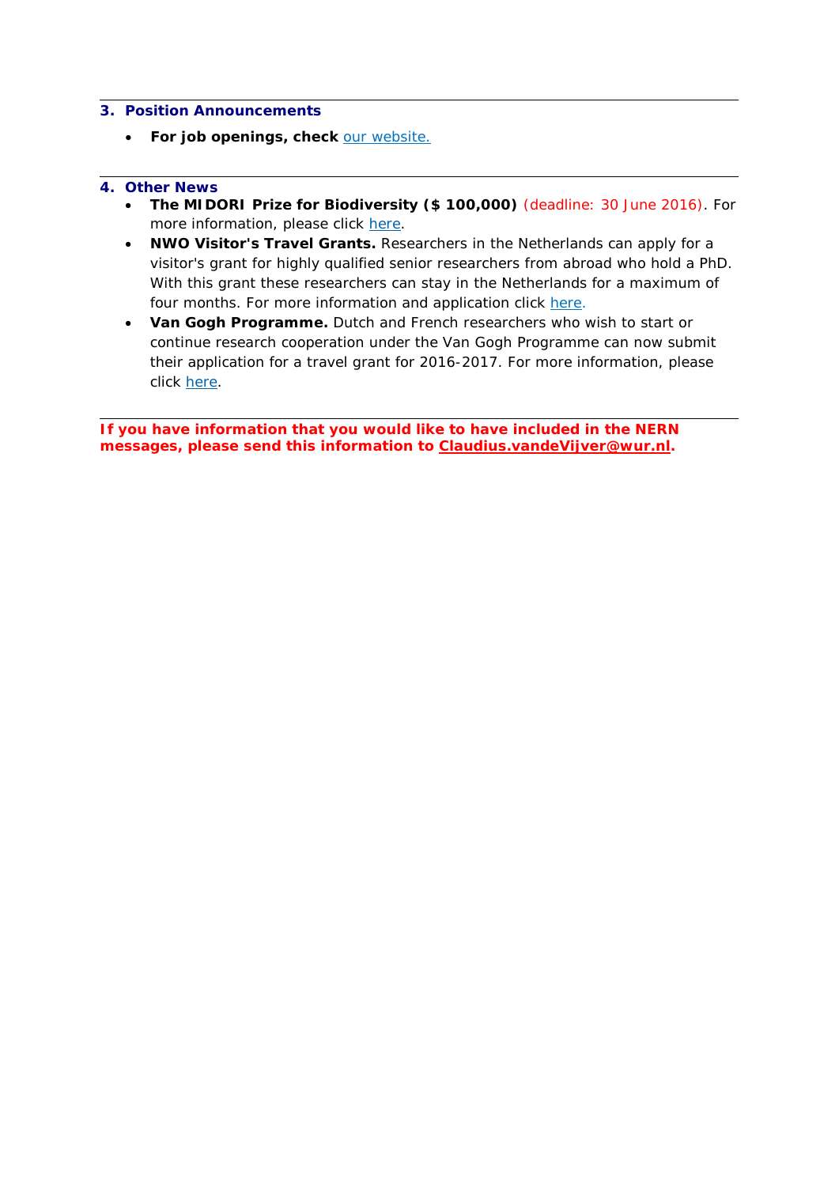## 3. Position Announcements

- **For job openings, check** our website.

## 4. Other News

- **The MIDORI Prize for Biodiversity ($ 100,000)** (deadline: 30 June 2016). For more information, please click here.
- **NWO Visitor's Travel Grants.** Researchers in the Netherlands can apply for a visitor's grant for highly qualified senior researchers from abroad who hold a PhD. With this grant these researchers can stay in the Netherlands for a maximum of four months. For more information and application click here.
- **Van Gogh Programme.** Dutch and French researchers who wish to start or continue research cooperation under the Van Gogh Programme can now submit their application for a travel grant for 2016-2017. For more information, please click here.

---

**If you have information that you would like to have included in the NERN messages, please send this information to Claudius.vandeVijver@wur.nl.**